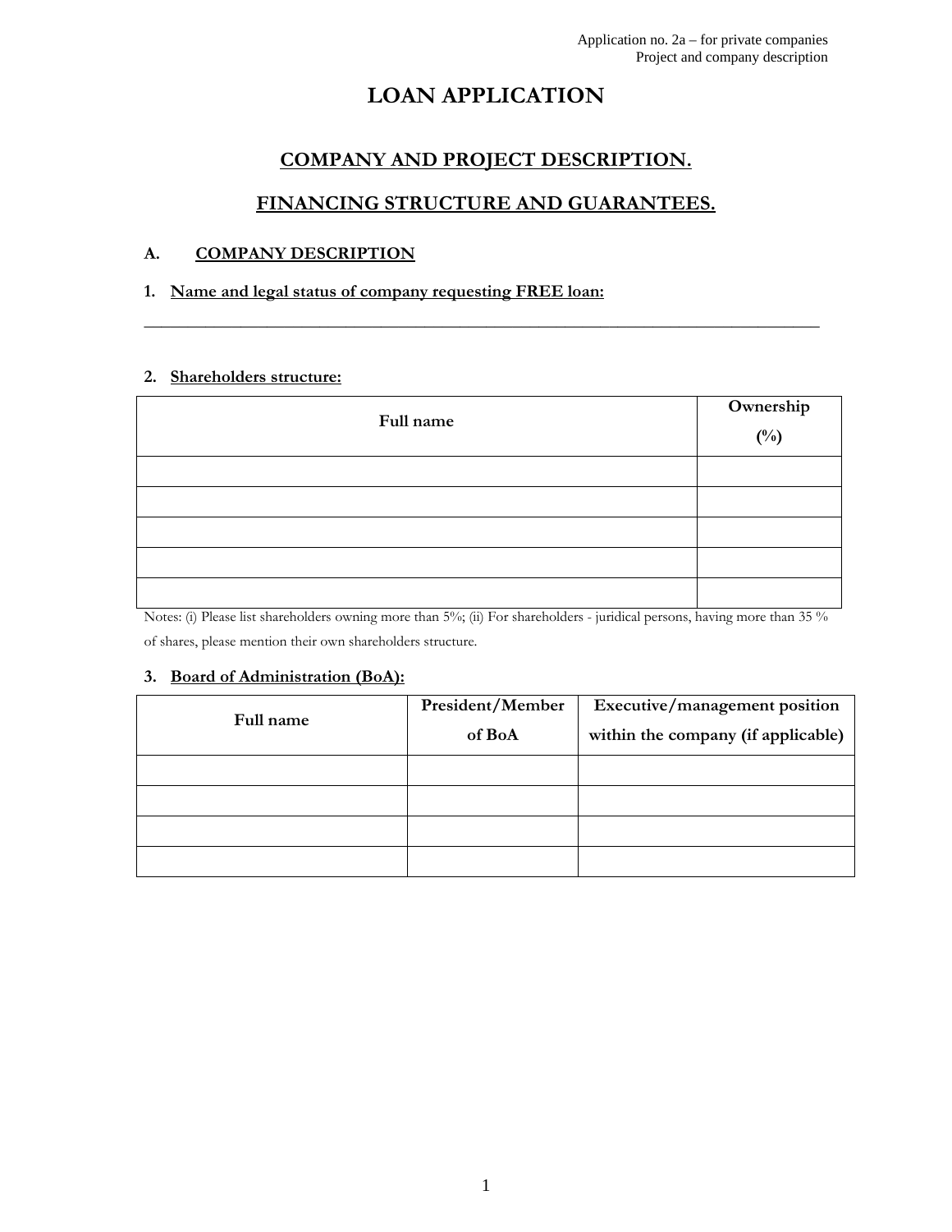Application no. 2a – for private companies
Project and company description

# LOAN APPLICATION

## COMPANY AND PROJECT DESCRIPTION.

## FINANCING STRUCTURE AND GUARANTEES.

### A. COMPANY DESCRIPTION

**1. Name and legal status of company requesting FREE loan:**

\_\_\_\_\_\_\_\_\_\_\_\_\_\_\_\_\_\_\_\_\_\_\_\_\_\_\_\_\_\_\_\_\_\_\_\_\_\_\_\_\_\_\_\_\_\_\_\_\_\_\_\_\_\_\_\_\_\_\_\_\_\_\_\_\_\_\_\_\_\_\_\_\_\_\_\_\_\_\_\_\_\_\_\_

**2. Shareholders structure:**

| Full name | Ownership (%) |
|---|---|
| | |
| | |
| | |
| | |
| | |

Notes: (i) Please list shareholders owning more than 5%; (ii) For shareholders - juridical persons, having more than 35 % of shares, please mention their own shareholders structure.

**3. Board of Administration (BoA):**

| Full name | President/Member of BoA | Executive/management position within the company (if applicable) |
|---|---|---|
| | | |
| | | |
| | | |
| | | |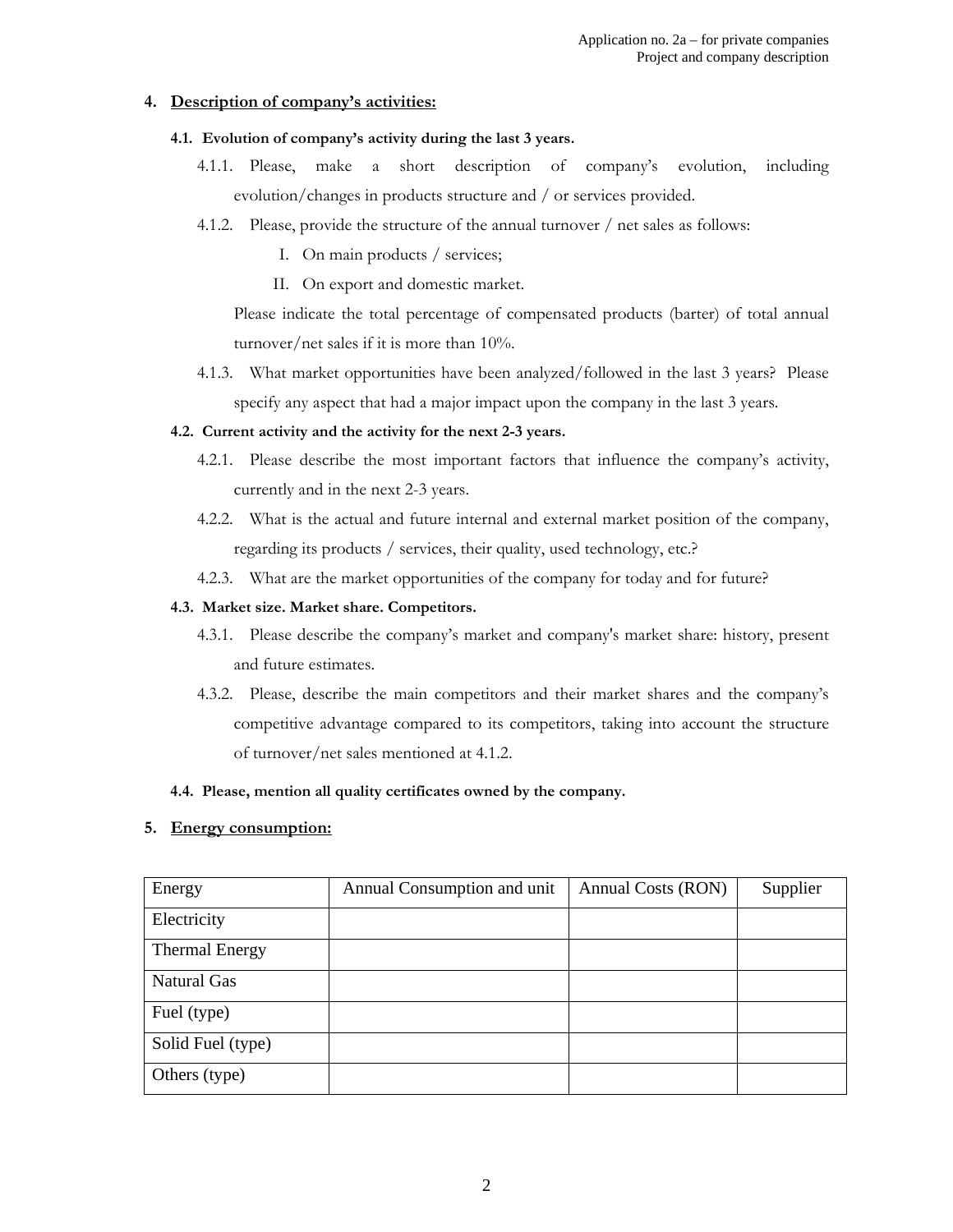## 4. Description of company's activities:

### 4.1. Evolution of company's activity during the last 3 years.

4.1.1. Please, make a short description of company's evolution, including evolution/changes in products structure and / or services provided.

4.1.2. Please, provide the structure of the annual turnover / net sales as follows:

I. On main products / services;

II. On export and domestic market.

Please indicate the total percentage of compensated products (barter) of total annual turnover/net sales if it is more than 10%.

4.1.3. What market opportunities have been analyzed/followed in the last 3 years? Please specify any aspect that had a major impact upon the company in the last 3 years.

### 4.2. Current activity and the activity for the next 2-3 years.

4.2.1. Please describe the most important factors that influence the company's activity, currently and in the next 2-3 years.

4.2.2. What is the actual and future internal and external market position of the company, regarding its products / services, their quality, used technology, etc.?

4.2.3. What are the market opportunities of the company for today and for future?

### 4.3. Market size. Market share. Competitors.

4.3.1. Please describe the company's market and company's market share: history, present and future estimates.

4.3.2. Please, describe the main competitors and their market shares and the company's competitive advantage compared to its competitors, taking into account the structure of turnover/net sales mentioned at 4.1.2.

### 4.4. Please, mention all quality certificates owned by the company.

## 5. Energy consumption:

| Energy | Annual Consumption and unit | Annual Costs (RON) | Supplier |
|---|---|---|---|
| Electricity | | | |
| Thermal Energy | | | |
| Natural Gas | | | |
| Fuel (type) | | | |
| Solid Fuel (type) | | | |
| Others (type) | | | |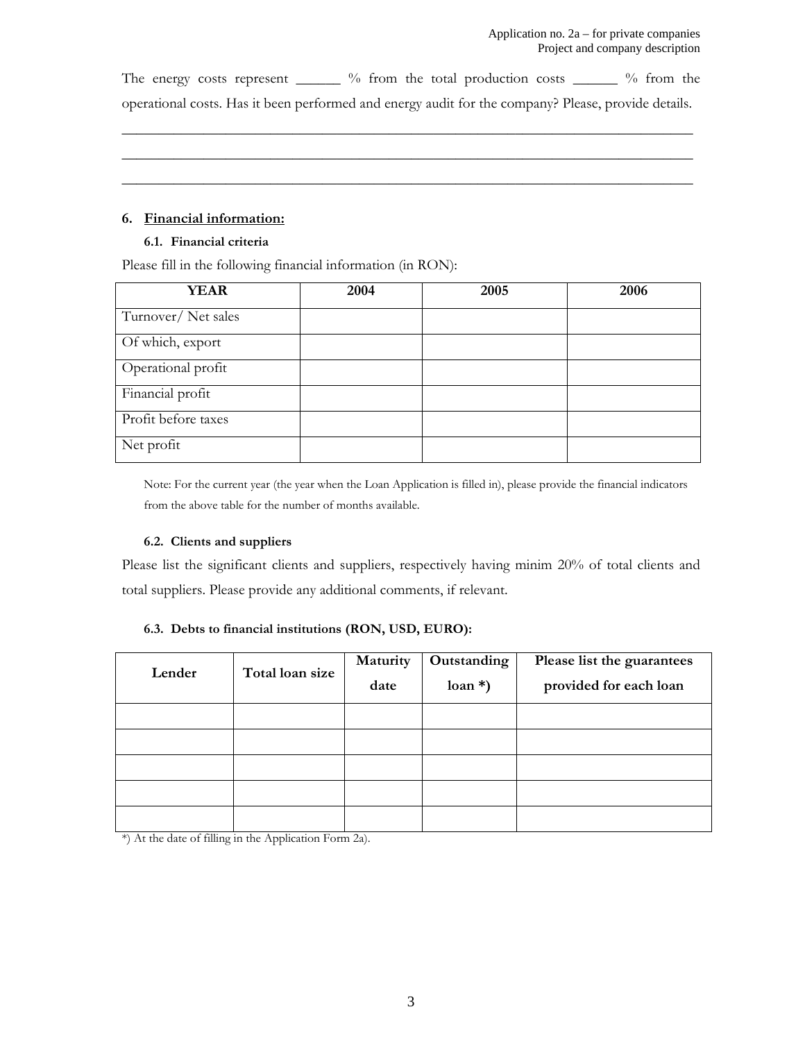The energy costs represent ______ % from the total production costs ______ % from the operational costs. Has it been performed and energy audit for the company? Please, provide details.

_______________________________________________________________________________

_______________________________________________________________________________

_______________________________________________________________________________

## 6. Financial information:

### 6.1. Financial criteria

Please fill in the following financial information (in RON):

| YEAR | 2004 | 2005 | 2006 |
|---|---|---|---|
| Turnover/ Net sales | | | |
| Of which, export | | | |
| Operational profit | | | |
| Financial profit | | | |
| Profit before taxes | | | |
| Net profit | | | |

Note: For the current year (the year when the Loan Application is filled in), please provide the financial indicators from the above table for the number of months available.

### 6.2. Clients and suppliers

Please list the significant clients and suppliers, respectively having minim 20% of total clients and total suppliers. Please provide any additional comments, if relevant.

### 6.3. Debts to financial institutions (RON, USD, EURO):

| Lender | Total loan size | Maturity date | Outstanding loan *) | Please list the guarantees provided for each loan |
|---|---|---|---|---|
| | | | | |
| | | | | |
| | | | | |
| | | | | |
| | | | | |

*) At the date of filling in the Application Form 2a).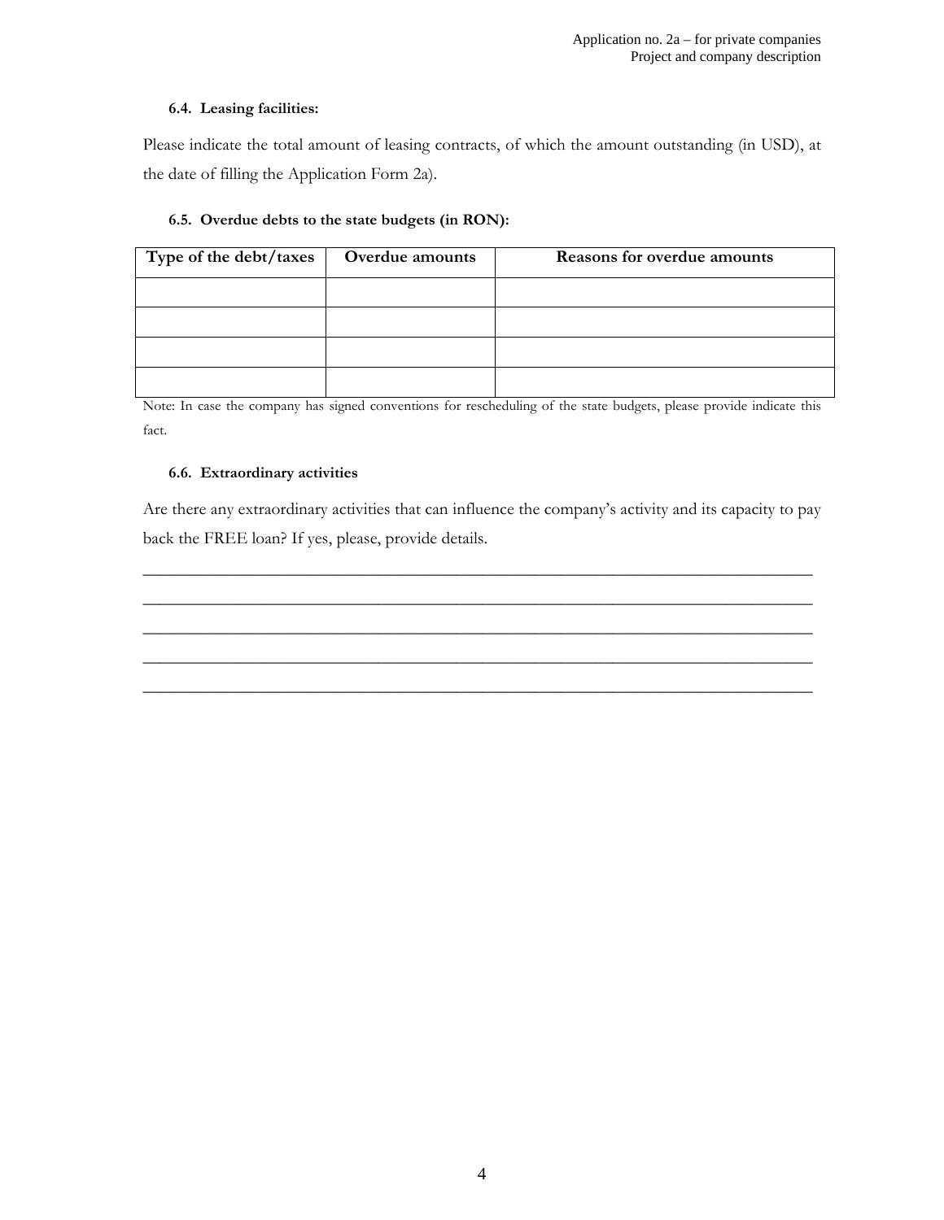### 6.4. Leasing facilities:

Please indicate the total amount of leasing contracts, of which the amount outstanding (in USD), at the date of filling the Application Form 2a).

### 6.5. Overdue debts to the state budgets (in RON):

| Type of the debt/taxes | Overdue amounts | Reasons for overdue amounts |
|---|---|---|
| | | |
| | | |
| | | |
| | | |

Note: In case the company has signed conventions for rescheduling of the state budgets, please provide indicate this fact.

### 6.6. Extraordinary activities

Are there any extraordinary activities that can influence the company's activity and its capacity to pay back the FREE loan? If yes, please, provide details.

_______________________________________________________________________________

_______________________________________________________________________________

_______________________________________________________________________________

_______________________________________________________________________________

_______________________________________________________________________________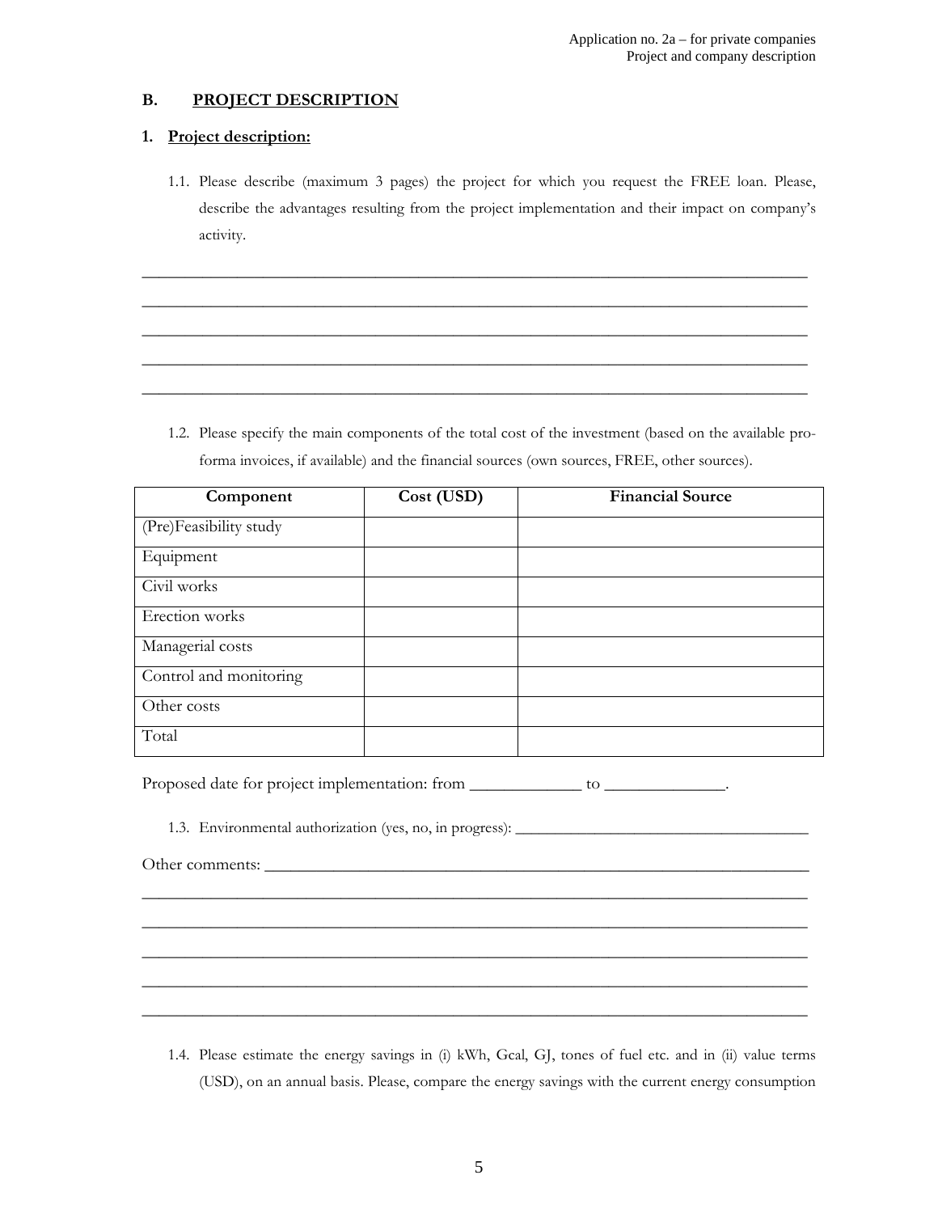## B. PROJECT DESCRIPTION

### 1. Project description:

1.1. Please describe (maximum 3 pages) the project for which you request the FREE loan. Please, describe the advantages resulting from the project implementation and their impact on company's activity.

___________________________________________________________________________

___________________________________________________________________________

___________________________________________________________________________

___________________________________________________________________________

___________________________________________________________________________

1.2. Please specify the main components of the total cost of the investment (based on the available pro-forma invoices, if available) and the financial sources (own sources, FREE, other sources).

| Component | Cost (USD) | Financial Source |
|---|---|---|
| (Pre)Feasibility study | | |
| Equipment | | |
| Civil works | | |
| Erection works | | |
| Managerial costs | | |
| Control and monitoring | | |
| Other costs | | |
| Total | | |

Proposed date for project implementation: from _____________ to ______________.

1.3. Environmental authorization (yes, no, in progress): _____________________________________

Other comments: _____________________________________________________________

___________________________________________________________________________

___________________________________________________________________________

___________________________________________________________________________

___________________________________________________________________________

___________________________________________________________________________

1.4. Please estimate the energy savings in (i) kWh, Gcal, GJ, tones of fuel etc. and in (ii) value terms (USD), on an annual basis. Please, compare the energy savings with the current energy consumption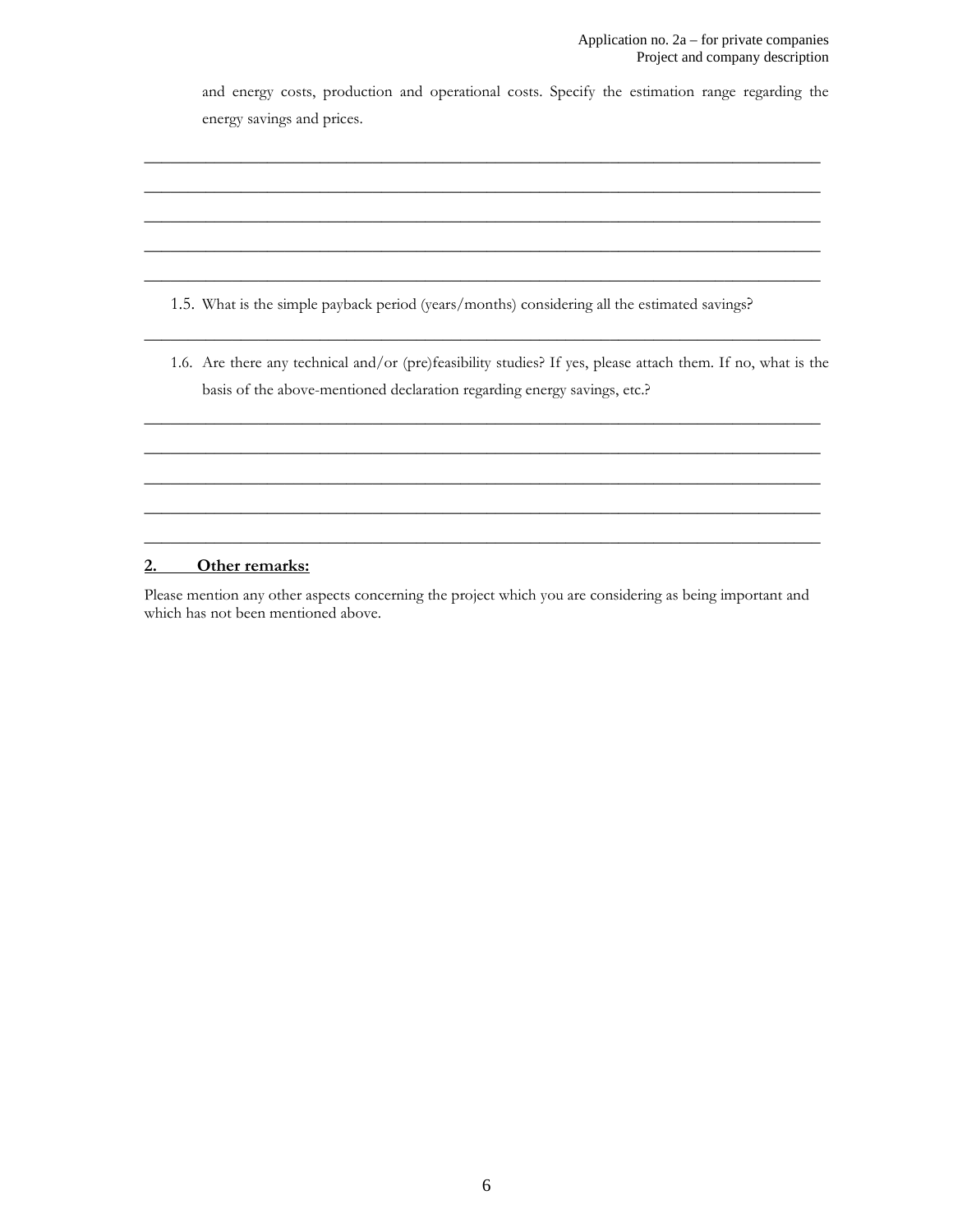and energy costs, production and operational costs. Specify the estimation range regarding the energy savings and prices.

\_\_\_\_\_\_\_\_\_\_\_\_\_\_\_\_\_\_\_\_\_\_\_\_\_\_\_\_\_\_\_\_\_\_\_\_\_\_\_\_\_\_\_\_\_\_\_\_\_\_\_\_\_\_\_\_\_\_\_\_\_\_\_\_\_\_\_\_\_\_\_\_\_\_\_\_\_\_

\_\_\_\_\_\_\_\_\_\_\_\_\_\_\_\_\_\_\_\_\_\_\_\_\_\_\_\_\_\_\_\_\_\_\_\_\_\_\_\_\_\_\_\_\_\_\_\_\_\_\_\_\_\_\_\_\_\_\_\_\_\_\_\_\_\_\_\_\_\_\_\_\_\_\_\_\_\_

\_\_\_\_\_\_\_\_\_\_\_\_\_\_\_\_\_\_\_\_\_\_\_\_\_\_\_\_\_\_\_\_\_\_\_\_\_\_\_\_\_\_\_\_\_\_\_\_\_\_\_\_\_\_\_\_\_\_\_\_\_\_\_\_\_\_\_\_\_\_\_\_\_\_\_\_\_\_

\_\_\_\_\_\_\_\_\_\_\_\_\_\_\_\_\_\_\_\_\_\_\_\_\_\_\_\_\_\_\_\_\_\_\_\_\_\_\_\_\_\_\_\_\_\_\_\_\_\_\_\_\_\_\_\_\_\_\_\_\_\_\_\_\_\_\_\_\_\_\_\_\_\_\_\_\_\_

\_\_\_\_\_\_\_\_\_\_\_\_\_\_\_\_\_\_\_\_\_\_\_\_\_\_\_\_\_\_\_\_\_\_\_\_\_\_\_\_\_\_\_\_\_\_\_\_\_\_\_\_\_\_\_\_\_\_\_\_\_\_\_\_\_\_\_\_\_\_\_\_\_\_\_\_\_\_

1.5. What is the simple payback period (years/months) considering all the estimated savings?

\_\_\_\_\_\_\_\_\_\_\_\_\_\_\_\_\_\_\_\_\_\_\_\_\_\_\_\_\_\_\_\_\_\_\_\_\_\_\_\_\_\_\_\_\_\_\_\_\_\_\_\_\_\_\_\_\_\_\_\_\_\_\_\_\_\_\_\_\_\_\_\_\_\_\_\_\_\_

1.6. Are there any technical and/or (pre)feasibility studies? If yes, please attach them. If no, what is the basis of the above-mentioned declaration regarding energy savings, etc.?

\_\_\_\_\_\_\_\_\_\_\_\_\_\_\_\_\_\_\_\_\_\_\_\_\_\_\_\_\_\_\_\_\_\_\_\_\_\_\_\_\_\_\_\_\_\_\_\_\_\_\_\_\_\_\_\_\_\_\_\_\_\_\_\_\_\_\_\_\_\_\_\_\_\_\_\_\_\_

\_\_\_\_\_\_\_\_\_\_\_\_\_\_\_\_\_\_\_\_\_\_\_\_\_\_\_\_\_\_\_\_\_\_\_\_\_\_\_\_\_\_\_\_\_\_\_\_\_\_\_\_\_\_\_\_\_\_\_\_\_\_\_\_\_\_\_\_\_\_\_\_\_\_\_\_\_\_

\_\_\_\_\_\_\_\_\_\_\_\_\_\_\_\_\_\_\_\_\_\_\_\_\_\_\_\_\_\_\_\_\_\_\_\_\_\_\_\_\_\_\_\_\_\_\_\_\_\_\_\_\_\_\_\_\_\_\_\_\_\_\_\_\_\_\_\_\_\_\_\_\_\_\_\_\_\_

\_\_\_\_\_\_\_\_\_\_\_\_\_\_\_\_\_\_\_\_\_\_\_\_\_\_\_\_\_\_\_\_\_\_\_\_\_\_\_\_\_\_\_\_\_\_\_\_\_\_\_\_\_\_\_\_\_\_\_\_\_\_\_\_\_\_\_\_\_\_\_\_\_\_\_\_\_\_

\_\_\_\_\_\_\_\_\_\_\_\_\_\_\_\_\_\_\_\_\_\_\_\_\_\_\_\_\_\_\_\_\_\_\_\_\_\_\_\_\_\_\_\_\_\_\_\_\_\_\_\_\_\_\_\_\_\_\_\_\_\_\_\_\_\_\_\_\_\_\_\_\_\_\_\_\_\_

## 2. Other remarks:

Please mention any other aspects concerning the project which you are considering as being important and which has not been mentioned above.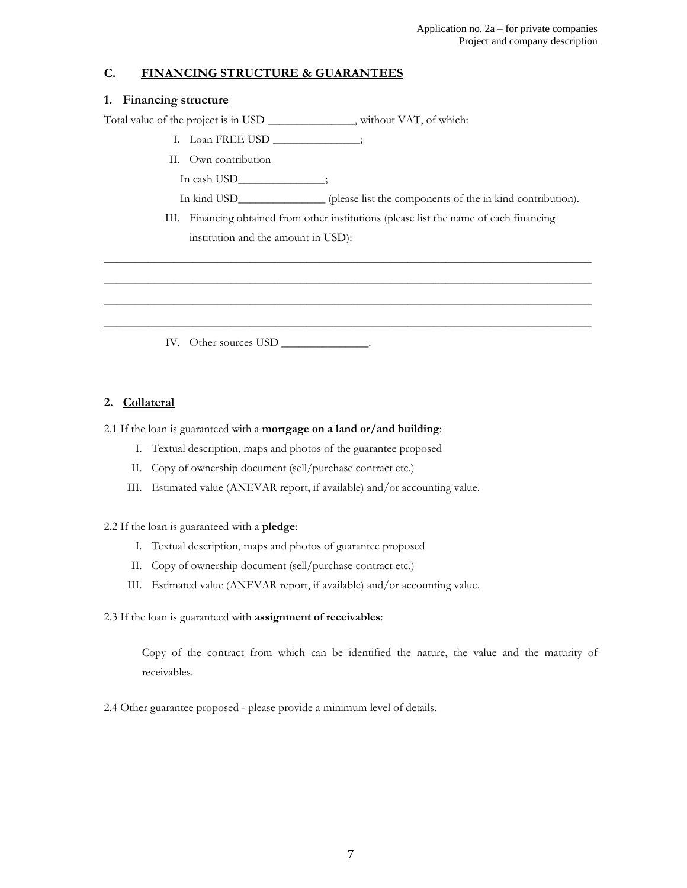## C. FINANCING STRUCTURE & GUARANTEES

### 1. Financing structure

Total value of the project is in USD _______________, without VAT, of which:

I. Loan FREE USD _______________;

II. Own contribution

In cash USD_______________;

In kind USD_______________ (please list the components of the in kind contribution).

III. Financing obtained from other institutions (please list the name of each financing institution and the amount in USD):

___________________________________________________________________________________

___________________________________________________________________________________

___________________________________________________________________________________

___________________________________________________________________________________

IV. Other sources USD _______________.

### 2. Collateral

2.1 If the loan is guaranteed with a **mortgage on a land or/and building**:

I. Textual description, maps and photos of the guarantee proposed
II. Copy of ownership document (sell/purchase contract etc.)
III. Estimated value (ANEVAR report, if available) and/or accounting value.

2.2 If the loan is guaranteed with a **pledge**:

I. Textual description, maps and photos of guarantee proposed
II. Copy of ownership document (sell/purchase contract etc.)
III. Estimated value (ANEVAR report, if available) and/or accounting value.

2.3 If the loan is guaranteed with **assignment of receivables**:

Copy of the contract from which can be identified the nature, the value and the maturity of receivables.

2.4 Other guarantee proposed - please provide a minimum level of details.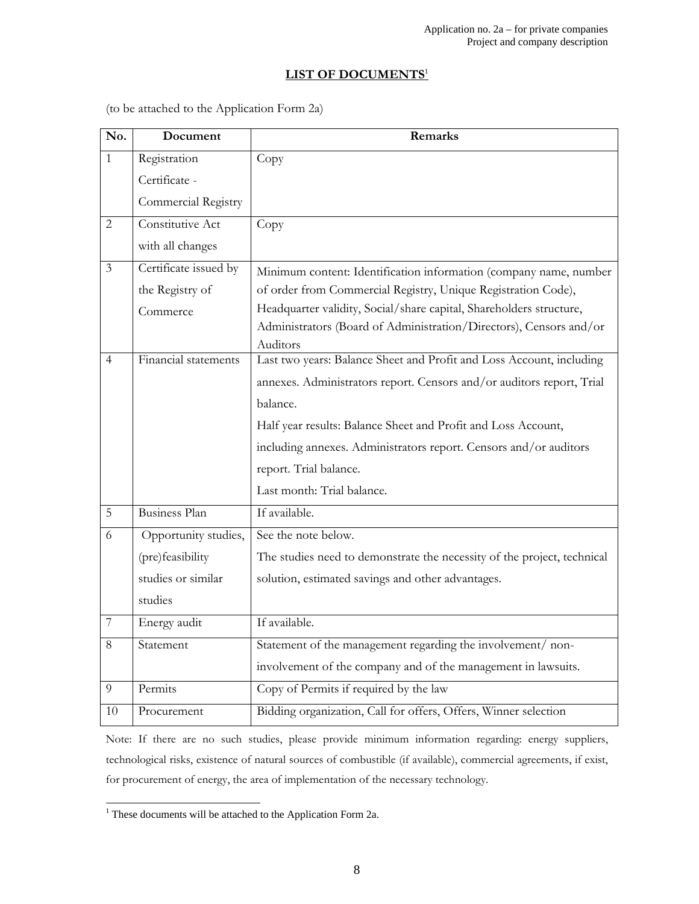## LIST OF DOCUMENTS[1]

(to be attached to the Application Form 2a)

| No. | Document | Remarks |
|---|---|---|
| 1 | Registration Certificate - Commercial Registry | Copy |
| 2 | Constitutive Act with all changes | Copy |
| 3 | Certificate issued by the Registry of Commerce | Minimum content: Identification information (company name, number of order from Commercial Registry, Unique Registration Code), Headquarter validity, Social/share capital, Shareholders structure, Administrators (Board of Administration/Directors), Censors and/or Auditors |
| 4 | Financial statements | Last two years: Balance Sheet and Profit and Loss Account, including annexes. Administrators report. Censors and/or auditors report, Trial balance.<br>Half year results: Balance Sheet and Profit and Loss Account, including annexes. Administrators report. Censors and/or auditors report. Trial balance.<br>Last month: Trial balance. |
| 5 | Business Plan | If available. |
| 6 | Opportunity studies, (pre)feasibility studies or similar studies | See the note below.<br>The studies need to demonstrate the necessity of the project, technical solution, estimated savings and other advantages. |
| 7 | Energy audit | If available. |
| 8 | Statement | Statement of the management regarding the involvement/ non-involvement of the company and of the management in lawsuits. |
| 9 | Permits | Copy of Permits if required by the law |
| 10 | Procurement | Bidding organization, Call for offers, Offers, Winner selection |

Note: If there are no such studies, please provide minimum information regarding: energy suppliers, technological risks, existence of natural sources of combustible (if available), commercial agreements, if exist, for procurement of energy, the area of implementation of the necessary technology.

[1] These documents will be attached to the Application Form 2a.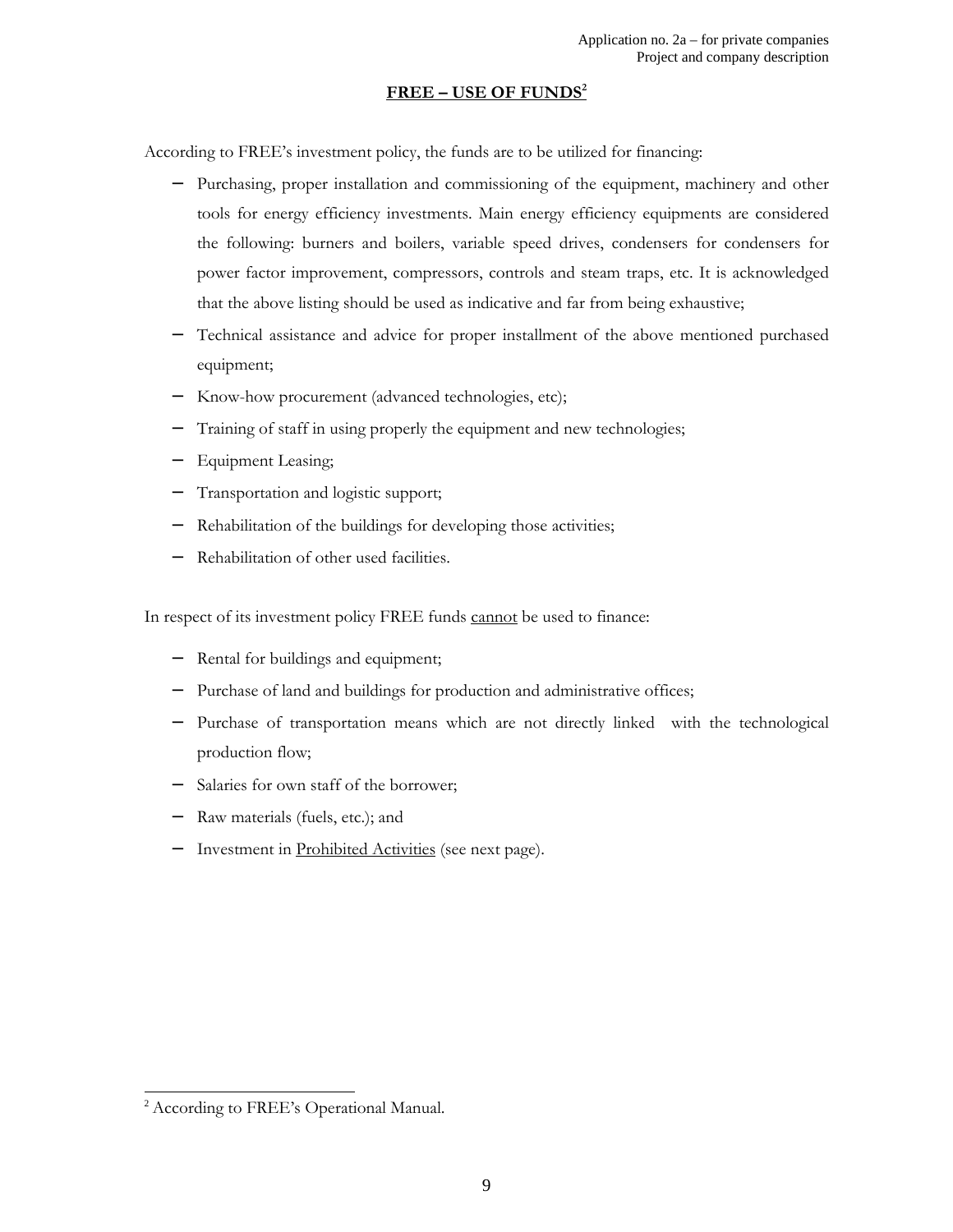## FREE – USE OF FUNDS[2]

According to FREE's investment policy, the funds are to be utilized for financing:

- Purchasing, proper installation and commissioning of the equipment, machinery and other tools for energy efficiency investments. Main energy efficiency equipments are considered the following: burners and boilers, variable speed drives, condensers for condensers for power factor improvement, compressors, controls and steam traps, etc. It is acknowledged that the above listing should be used as indicative and far from being exhaustive;
- Technical assistance and advice for proper installment of the above mentioned purchased equipment;
- Know-how procurement (advanced technologies, etc);
- Training of staff in using properly the equipment and new technologies;
- Equipment Leasing;
- Transportation and logistic support;
- Rehabilitation of the buildings for developing those activities;
- Rehabilitation of other used facilities.

In respect of its investment policy FREE funds cannot be used to finance:

- Rental for buildings and equipment;
- Purchase of land and buildings for production and administrative offices;
- Purchase of transportation means which are not directly linked with the technological production flow;
- Salaries for own staff of the borrower;
- Raw materials (fuels, etc.); and
- Investment in Prohibited Activities (see next page).

[2] According to FREE's Operational Manual.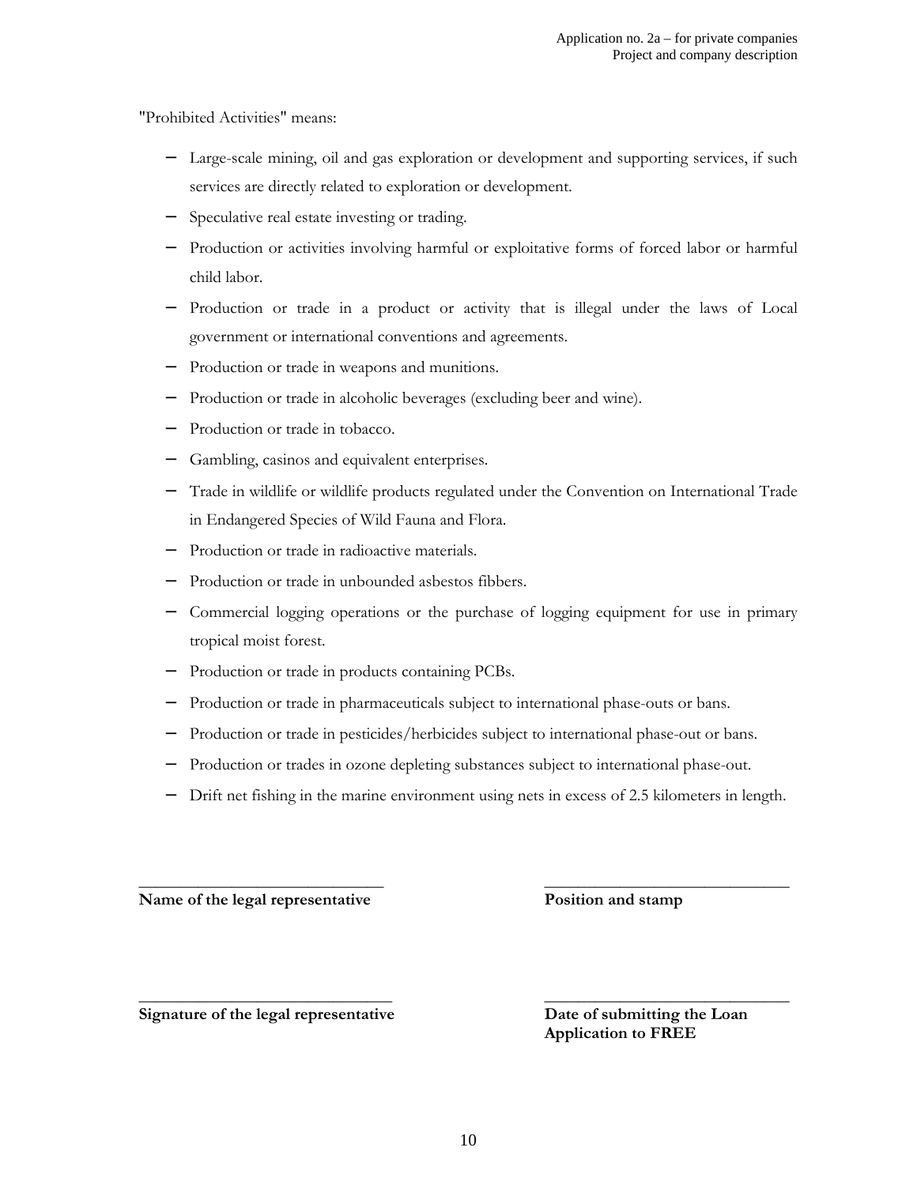"Prohibited Activities" means:

- Large-scale mining, oil and gas exploration or development and supporting services, if such services are directly related to exploration or development.
- Speculative real estate investing or trading.
- Production or activities involving harmful or exploitative forms of forced labor or harmful child labor.
- Production or trade in a product or activity that is illegal under the laws of Local government or international conventions and agreements.
- Production or trade in weapons and munitions.
- Production or trade in alcoholic beverages (excluding beer and wine).
- Production or trade in tobacco.
- Gambling, casinos and equivalent enterprises.
- Trade in wildlife or wildlife products regulated under the Convention on International Trade in Endangered Species of Wild Fauna and Flora.
- Production or trade in radioactive materials.
- Production or trade in unbounded asbestos fibbers.
- Commercial logging operations or the purchase of logging equipment for use in primary tropical moist forest.
- Production or trade in products containing PCBs.
- Production or trade in pharmaceuticals subject to international phase-outs or bans.
- Production or trade in pesticides/herbicides subject to international phase-out or bans.
- Production or trades in ozone depleting substances subject to international phase-out.
- Drift net fishing in the marine environment using nets in excess of 2.5 kilometers in length.

______________________________ ______________________________

**Name of the legal representative** **Position and stamp**

______________________________ ______________________________

**Signature of the legal representative** **Date of submitting the Loan Application to FREE**